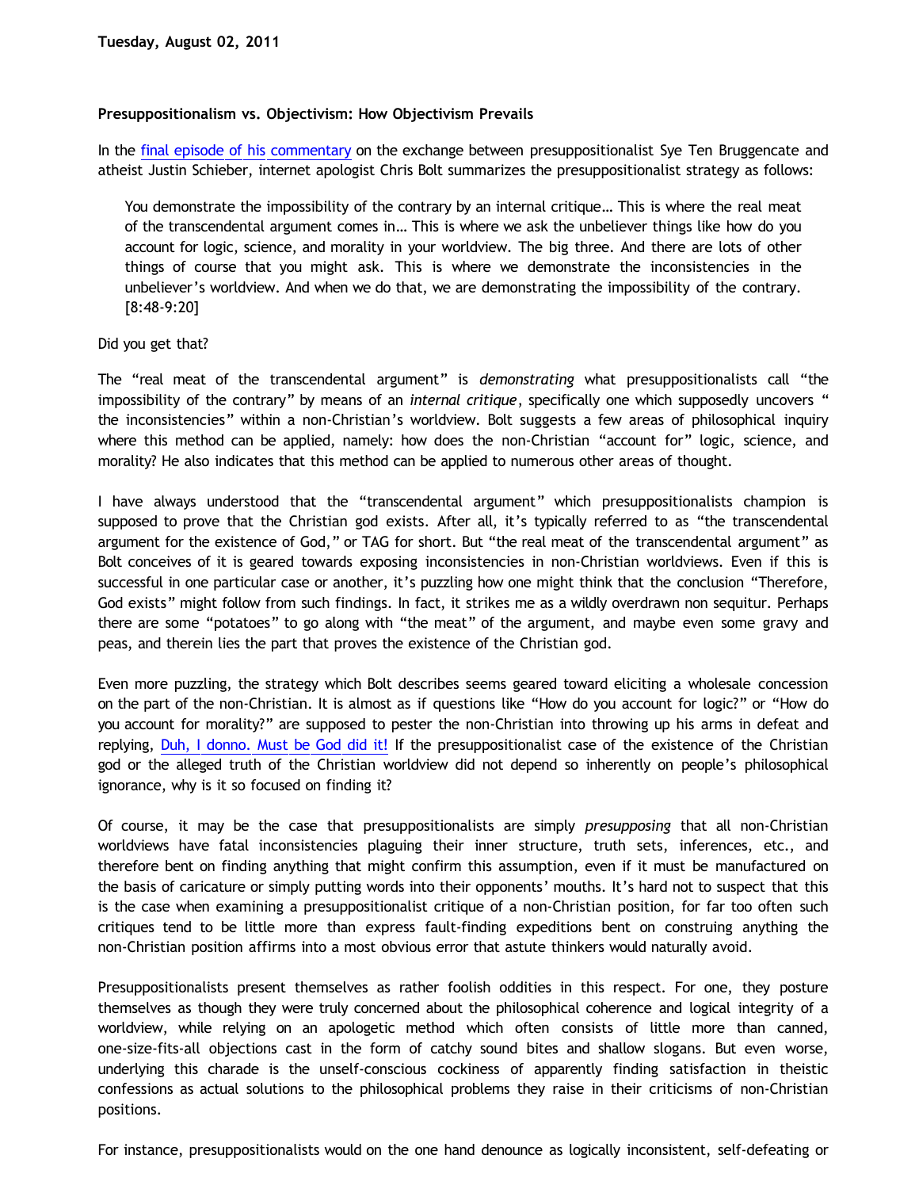**Tuesday, August 02, 2011**

**Presuppositionalism vs. Objectivism: How Objectivism Prevails**

In the final episode of his commentary on the exchange between presuppositionalist Sye Ten Bruggencate and atheist Justin Schieber, internet apologist Chris Bolt summarizes the presuppositionalist strategy as follows:

> You demonstrate the impossibility of the contrary by an internal critique… This is where the real meat of the transcendental argument comes in… This is where we ask the unbeliever things like how do you account for logic, science, and morality in your worldview. The big three. And there are lots of other things of course that you might ask. This is where we demonstrate the inconsistencies in the unbeliever's worldview. And when we do that, we are demonstrating the impossibility of the contrary. [8:48-9:20]

Did you get that?

The "real meat of the transcendental argument" is *demonstrating* what presuppositionalists call "the impossibility of the contrary" by means of an *internal critique*, specifically one which supposedly uncovers " the inconsistencies" within a non-Christian's worldview. Bolt suggests a few areas of philosophical inquiry where this method can be applied, namely: how does the non-Christian "account for" logic, science, and morality? He also indicates that this method can be applied to numerous other areas of thought.

I have always understood that the "transcendental argument" which presuppositionalists champion is supposed to prove that the Christian god exists. After all, it's typically referred to as "the transcendental argument for the existence of God," or TAG for short. But "the real meat of the transcendental argument" as Bolt conceives of it is geared towards exposing inconsistencies in non-Christian worldviews. Even if this is successful in one particular case or another, it's puzzling how one might think that the conclusion "Therefore, God exists" might follow from such findings. In fact, it strikes me as a wildly overdrawn non sequitur. Perhaps there are some "potatoes" to go along with "the meat" of the argument, and maybe even some gravy and peas, and therein lies the part that proves the existence of the Christian god.

Even more puzzling, the strategy which Bolt describes seems geared toward eliciting a wholesale concession on the part of the non-Christian. It is almost as if questions like "How do you account for logic?" or "How do you account for morality?" are supposed to pester the non-Christian into throwing up his arms in defeat and replying, Duh, I donno. Must be God did it! If the presuppositionalist case of the existence of the Christian god or the alleged truth of the Christian worldview did not depend so inherently on people's philosophical ignorance, why is it so focused on finding it?

Of course, it may be the case that presuppositionalists are simply *presupposing* that all non-Christian worldviews have fatal inconsistencies plaguing their inner structure, truth sets, inferences, etc., and therefore bent on finding anything that might confirm this assumption, even if it must be manufactured on the basis of caricature or simply putting words into their opponents' mouths. It's hard not to suspect that this is the case when examining a presuppositionalist critique of a non-Christian position, for far too often such critiques tend to be little more than express fault-finding expeditions bent on construing anything the non-Christian position affirms into a most obvious error that astute thinkers would naturally avoid.

Presuppositionalists present themselves as rather foolish oddities in this respect. For one, they posture themselves as though they were truly concerned about the philosophical coherence and logical integrity of a worldview, while relying on an apologetic method which often consists of little more than canned, one-size-fits-all objections cast in the form of catchy sound bites and shallow slogans. But even worse, underlying this charade is the unself-conscious cockiness of apparently finding satisfaction in theistic confessions as actual solutions to the philosophical problems they raise in their criticisms of non-Christian positions.

For instance, presuppositionalists would on the one hand denounce as logically inconsistent, self-defeating or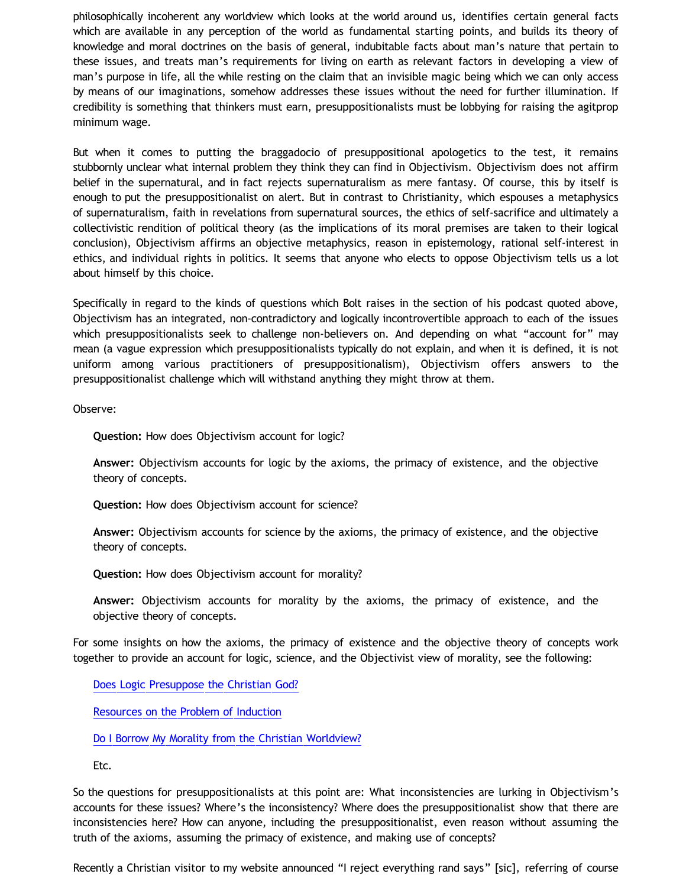philosophically incoherent any worldview which looks at the world around us, identifies certain general facts which are available in any perception of the world as fundamental starting points, and builds its theory of knowledge and moral doctrines on the basis of general, indubitable facts about man's nature that pertain to these issues, and treats man's requirements for living on earth as relevant factors in developing a view of man's purpose in life, all the while resting on the claim that an invisible magic being which we can only access by means of our imaginations, somehow addresses these issues without the need for further illumination. If credibility is something that thinkers must earn, presuppositionalists must be lobbying for raising the agitprop minimum wage.

But when it comes to putting the braggadocio of presuppositional apologetics to the test, it remains stubbornly unclear what internal problem they think they can find in Objectivism. Objectivism does not affirm belief in the supernatural, and in fact rejects supernaturalism as mere fantasy. Of course, this by itself is enough to put the presuppositionalist on alert. But in contrast to Christianity, which espouses a metaphysics of supernaturalism, faith in revelations from supernatural sources, the ethics of self-sacrifice and ultimately a collectivistic rendition of political theory (as the implications of its moral premises are taken to their logical conclusion), Objectivism affirms an objective metaphysics, reason in epistemology, rational self-interest in ethics, and individual rights in politics. It seems that anyone who elects to oppose Objectivism tells us a lot about himself by this choice.

Specifically in regard to the kinds of questions which Bolt raises in the section of his podcast quoted above, Objectivism has an integrated, non-contradictory and logically incontrovertible approach to each of the issues which presuppositionalists seek to challenge non-believers on. And depending on what "account for" may mean (a vague expression which presuppositionalists typically do not explain, and when it is defined, it is not uniform among various practitioners of presuppositionalism), Objectivism offers answers to the presuppositionalist challenge which will withstand anything they might throw at them.

Observe:

> **Question:** How does Objectivism account for logic?
>
> **Answer:** Objectivism accounts for logic by the axioms, the primacy of existence, and the objective theory of concepts.
>
> **Question:** How does Objectivism account for science?
>
> **Answer:** Objectivism accounts for science by the axioms, the primacy of existence, and the objective theory of concepts.
>
> **Question:** How does Objectivism account for morality?
>
> **Answer:** Objectivism accounts for morality by the axioms, the primacy of existence, and the objective theory of concepts.

For some insights on how the axioms, the primacy of existence and the objective theory of concepts work together to provide an account for logic, science, and the Objectivist view of morality, see the following:

> Does Logic Presuppose the Christian God?
>
> Resources on the Problem of Induction
>
> Do I Borrow My Morality from the Christian Worldview?
>
> Etc.

So the questions for presuppositionalists at this point are: What inconsistencies are lurking in Objectivism's accounts for these issues? Where's the inconsistency? Where does the presuppositionalist show that there are inconsistencies here? How can anyone, including the presuppositionalist, even reason without assuming the truth of the axioms, assuming the primacy of existence, and making use of concepts?

Recently a Christian visitor to my website announced "I reject everything rand says" [sic], referring of course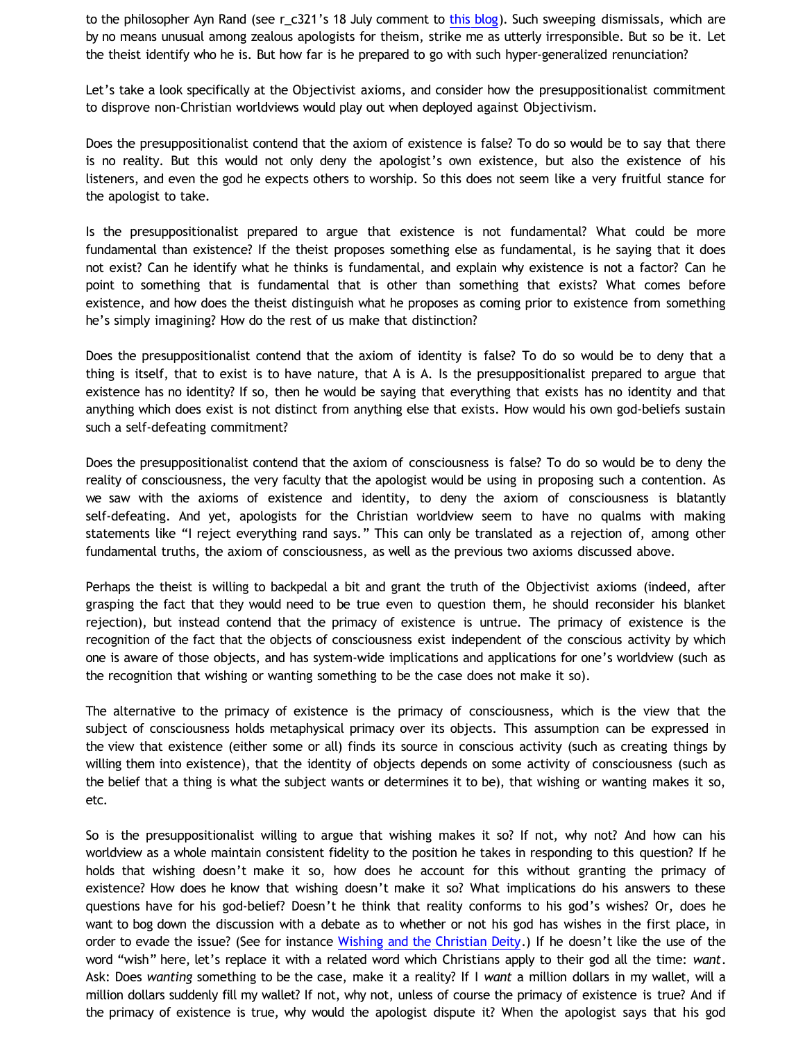to the philosopher Ayn Rand (see r_c321's 18 July comment to this blog). Such sweeping dismissals, which are by no means unusual among zealous apologists for theism, strike me as utterly irresponsible. But so be it. Let the theist identify who he is. But how far is he prepared to go with such hyper-generalized renunciation?

Let's take a look specifically at the Objectivist axioms, and consider how the presuppositionalist commitment to disprove non-Christian worldviews would play out when deployed against Objectivism.

Does the presuppositionalist contend that the axiom of existence is false? To do so would be to say that there is no reality. But this would not only deny the apologist's own existence, but also the existence of his listeners, and even the god he expects others to worship. So this does not seem like a very fruitful stance for the apologist to take.

Is the presuppositionalist prepared to argue that existence is not fundamental? What could be more fundamental than existence? If the theist proposes something else as fundamental, is he saying that it does not exist? Can he identify what he thinks is fundamental, and explain why existence is not a factor? Can he point to something that is fundamental that is other than something that exists? What comes before existence, and how does the theist distinguish what he proposes as coming prior to existence from something he's simply imagining? How do the rest of us make that distinction?

Does the presuppositionalist contend that the axiom of identity is false? To do so would be to deny that a thing is itself, that to exist is to have nature, that A is A. Is the presuppositionalist prepared to argue that existence has no identity? If so, then he would be saying that everything that exists has no identity and that anything which does exist is not distinct from anything else that exists. How would his own god-beliefs sustain such a self-defeating commitment?

Does the presuppositionalist contend that the axiom of consciousness is false? To do so would be to deny the reality of consciousness, the very faculty that the apologist would be using in proposing such a contention. As we saw with the axioms of existence and identity, to deny the axiom of consciousness is blatantly self-defeating. And yet, apologists for the Christian worldview seem to have no qualms with making statements like "I reject everything rand says." This can only be translated as a rejection of, among other fundamental truths, the axiom of consciousness, as well as the previous two axioms discussed above.

Perhaps the theist is willing to backpedal a bit and grant the truth of the Objectivist axioms (indeed, after grasping the fact that they would need to be true even to question them, he should reconsider his blanket rejection), but instead contend that the primacy of existence is untrue. The primacy of existence is the recognition of the fact that the objects of consciousness exist independent of the conscious activity by which one is aware of those objects, and has system-wide implications and applications for one's worldview (such as the recognition that wishing or wanting something to be the case does not make it so).

The alternative to the primacy of existence is the primacy of consciousness, which is the view that the subject of consciousness holds metaphysical primacy over its objects. This assumption can be expressed in the view that existence (either some or all) finds its source in conscious activity (such as creating things by willing them into existence), that the identity of objects depends on some activity of consciousness (such as the belief that a thing is what the subject wants or determines it to be), that wishing or wanting makes it so, etc.

So is the presuppositionalist willing to argue that wishing makes it so? If not, why not? And how can his worldview as a whole maintain consistent fidelity to the position he takes in responding to this question? If he holds that wishing doesn't make it so, how does he account for this without granting the primacy of existence? How does he know that wishing doesn't make it so? What implications do his answers to these questions have for his god-belief? Doesn't he think that reality conforms to his god's wishes? Or, does he want to bog down the discussion with a debate as to whether or not his god has wishes in the first place, in order to evade the issue? (See for instance Wishing and the Christian Deity.) If he doesn't like the use of the word "wish" here, let's replace it with a related word which Christians apply to their god all the time: *want*. Ask: Does *wanting* something to be the case, make it a reality? If I *want* a million dollars in my wallet, will a million dollars suddenly fill my wallet? If not, why not, unless of course the primacy of existence is true? And if the primacy of existence is true, why would the apologist dispute it? When the apologist says that his god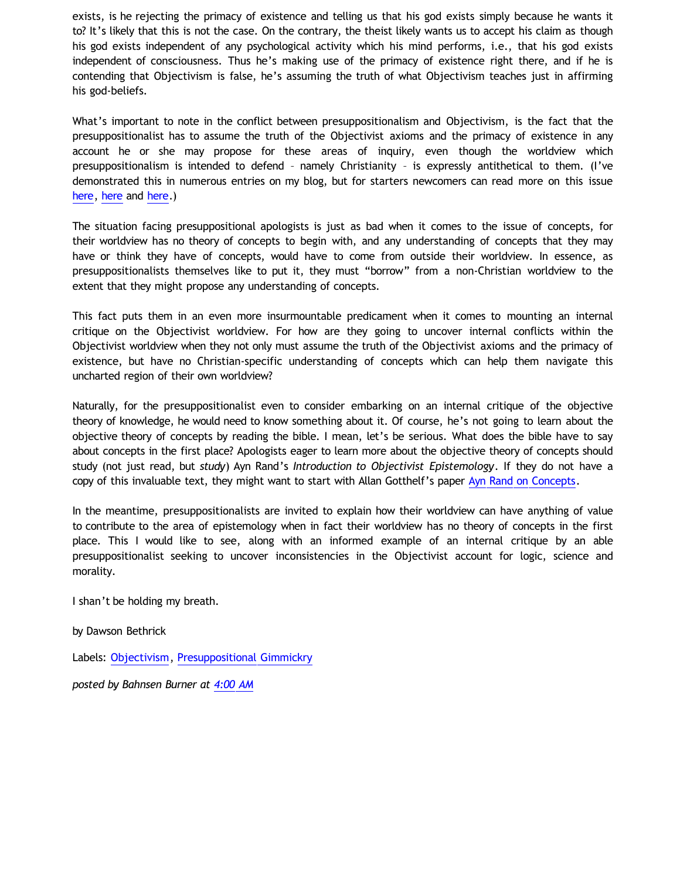exists, is he rejecting the primacy of existence and telling us that his god exists simply because he wants it to? It's likely that this is not the case. On the contrary, the theist likely wants us to accept his claim as though his god exists independent of any psychological activity which his mind performs, i.e., that his god exists independent of consciousness. Thus he's making use of the primacy of existence right there, and if he is contending that Objectivism is false, he's assuming the truth of what Objectivism teaches just in affirming his god-beliefs.

What's important to note in the conflict between presuppositionalism and Objectivism, is the fact that the presuppositionalist has to assume the truth of the Objectivist axioms and the primacy of existence in any account he or she may propose for these areas of inquiry, even though the worldview which presuppositionalism is intended to defend – namely Christianity – is expressly antithetical to them. (I've demonstrated this in numerous entries on my blog, but for starters newcomers can read more on this issue here, here and here.)

The situation facing presuppositional apologists is just as bad when it comes to the issue of concepts, for their worldview has no theory of concepts to begin with, and any understanding of concepts that they may have or think they have of concepts, would have to come from outside their worldview. In essence, as presuppositionalists themselves like to put it, they must "borrow" from a non-Christian worldview to the extent that they might propose any understanding of concepts.

This fact puts them in an even more insurmountable predicament when it comes to mounting an internal critique on the Objectivist worldview. For how are they going to uncover internal conflicts within the Objectivist worldview when they not only must assume the truth of the Objectivist axioms and the primacy of existence, but have no Christian-specific understanding of concepts which can help them navigate this uncharted region of their own worldview?

Naturally, for the presuppositionalist even to consider embarking on an internal critique of the objective theory of knowledge, he would need to know something about it. Of course, he's not going to learn about the objective theory of concepts by reading the bible. I mean, let's be serious. What does the bible have to say about concepts in the first place? Apologists eager to learn more about the objective theory of concepts should study (not just read, but *study*) Ayn Rand's *Introduction to Objectivist Epistemology*. If they do not have a copy of this invaluable text, they might want to start with Allan Gotthelf's paper Ayn Rand on Concepts.

In the meantime, presuppositionalists are invited to explain how their worldview can have anything of value to contribute to the area of epistemology when in fact their worldview has no theory of concepts in the first place. This I would like to see, along with an informed example of an internal critique by an able presuppositionalist seeking to uncover inconsistencies in the Objectivist account for logic, science and morality.

I shan't be holding my breath.

by Dawson Bethrick

Labels: Objectivism, Presuppositional Gimmickry

*posted by Bahnsen Burner at 4:00 AM*